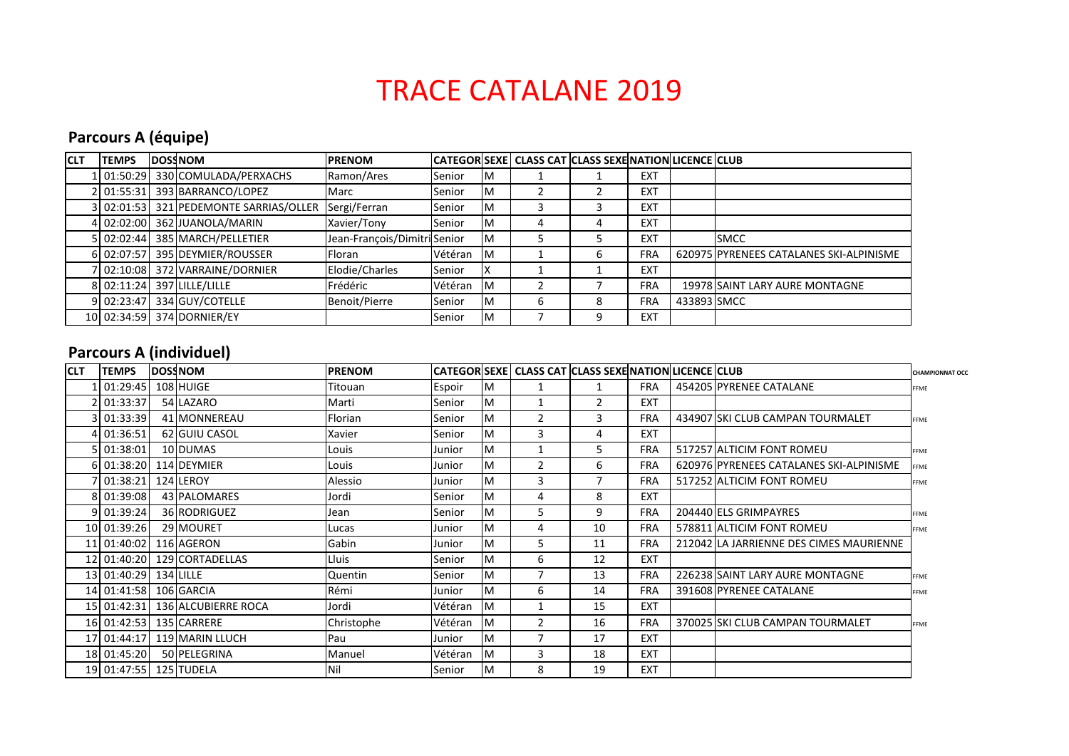# TRACE CATALANE 2019

## Parcours A (équipe)

| CLT | TEMPS | DOSS | NOM | PRENOM | CATEGOR | SEXE | CLASS CAT | CLASS SEXE | NATION | LICENCE | CLUB |
|---|---|---|---|---|---|---|---|---|---|---|---|
| 1 | 01:50:29 | 330 | COMULADA/PERXACHS | Ramon/Ares | Senior | M | 1 | 1 | EXT | | |
| 2 | 01:55:31 | 393 | BARRANCO/LOPEZ | Marc | Senior | M | 2 | 2 | EXT | | |
| 3 | 02:01:53 | 321 | PEDEMONTE SARRIAS/OLLER | Sergi/Ferran | Senior | M | 3 | 3 | EXT | | |
| 4 | 02:02:00 | 362 | JUANOLA/MARIN | Xavier/Tony | Senior | M | 4 | 4 | EXT | | |
| 5 | 02:02:44 | 385 | MARCH/PELLETIER | Jean-François/Dimitri | Senior | M | 5 | 5 | EXT | | SMCC |
| 6 | 02:07:57 | 395 | DEYMIER/ROUSSER | Floran | Vétéran | M | 1 | 6 | FRA | 620975 | PYRENEES CATALANES SKI-ALPINISME |
| 7 | 02:10:08 | 372 | VARRAINE/DORNIER | Elodie/Charles | Senior | X | 1 | 1 | EXT | | |
| 8 | 02:11:24 | 397 | LILLE/LILLE | Frédéric | Vétéran | M | 2 | 7 | FRA | 19978 | SAINT LARY AURE MONTAGNE |
| 9 | 02:23:47 | 334 | GUY/COTELLE | Benoit/Pierre | Senior | M | 6 | 8 | FRA | 433893 | SMCC |
| 10 | 02:34:59 | 374 | DORNIER/EY | | Senior | M | 7 | 9 | EXT | | |

## Parcours A (individuel)

| CLT | TEMPS | DOSS | NOM | PRENOM | CATEGOR | SEXE | CLASS CAT | CLASS SEXE | NATION | LICENCE | CLUB | CHAMPIONNAT OCC |
|---|---|---|---|---|---|---|---|---|---|---|---|---|
| 1 | 01:29:45 | 108 | HUIGE | Titouan | Espoir | M | 1 | 1 | FRA | 454205 | PYRENEE CATALANE | FFME |
| 2 | 01:33:37 | 54 | LAZARO | Marti | Senior | M | 1 | 2 | EXT | | | |
| 3 | 01:33:39 | 41 | MONNEREAU | Florian | Senior | M | 2 | 3 | FRA | 434907 | SKI CLUB CAMPAN TOURMALET | FFME |
| 4 | 01:36:51 | 62 | GUIU CASOL | Xavier | Senior | M | 3 | 4 | EXT | | | |
| 5 | 01:38:01 | 10 | DUMAS | Louis | Junior | M | 1 | 5 | FRA | 517257 | ALTICIM FONT ROMEU | FFME |
| 6 | 01:38:20 | 114 | DEYMIER | Louis | Junior | M | 2 | 6 | FRA | 620976 | PYRENEES CATALANES SKI-ALPINISME | FFME |
| 7 | 01:38:21 | 124 | LEROY | Alessio | Junior | M | 3 | 7 | FRA | 517252 | ALTICIM FONT ROMEU | FFME |
| 8 | 01:39:08 | 43 | PALOMARES | Jordi | Senior | M | 4 | 8 | EXT | | | |
| 9 | 01:39:24 | 36 | RODRIGUEZ | Jean | Senior | M | 5 | 9 | FRA | 204440 | ELS GRIMPAYRES | FFME |
| 10 | 01:39:26 | 29 | MOURET | Lucas | Junior | M | 4 | 10 | FRA | 578811 | ALTICIM FONT ROMEU | FFME |
| 11 | 01:40:02 | 116 | AGERON | Gabin | Junior | M | 5 | 11 | FRA | 212042 | LA JARRIENNE DES CIMES MAURIENNE | |
| 12 | 01:40:20 | 129 | CORTADELLAS | Lluis | Senior | M | 6 | 12 | EXT | | | |
| 13 | 01:40:29 | 134 | LILLE | Quentin | Senior | M | 7 | 13 | FRA | 226238 | SAINT LARY AURE MONTAGNE | FFME |
| 14 | 01:41:58 | 106 | GARCIA | Rémi | Junior | M | 6 | 14 | FRA | 391608 | PYRENEE CATALANE | FFME |
| 15 | 01:42:31 | 136 | ALCUBIERRE ROCA | Jordi | Vétéran | M | 1 | 15 | EXT | | | |
| 16 | 01:42:53 | 135 | CARRERE | Christophe | Vétéran | M | 2 | 16 | FRA | 370025 | SKI CLUB CAMPAN TOURMALET | FFME |
| 17 | 01:44:17 | 119 | MARIN LLUCH | Pau | Junior | M | 7 | 17 | EXT | | | |
| 18 | 01:45:20 | 50 | PELEGRINA | Manuel | Vétéran | M | 3 | 18 | EXT | | | |
| 19 | 01:47:55 | 125 | TUDELA | Nil | Senior | M | 8 | 19 | EXT | | | |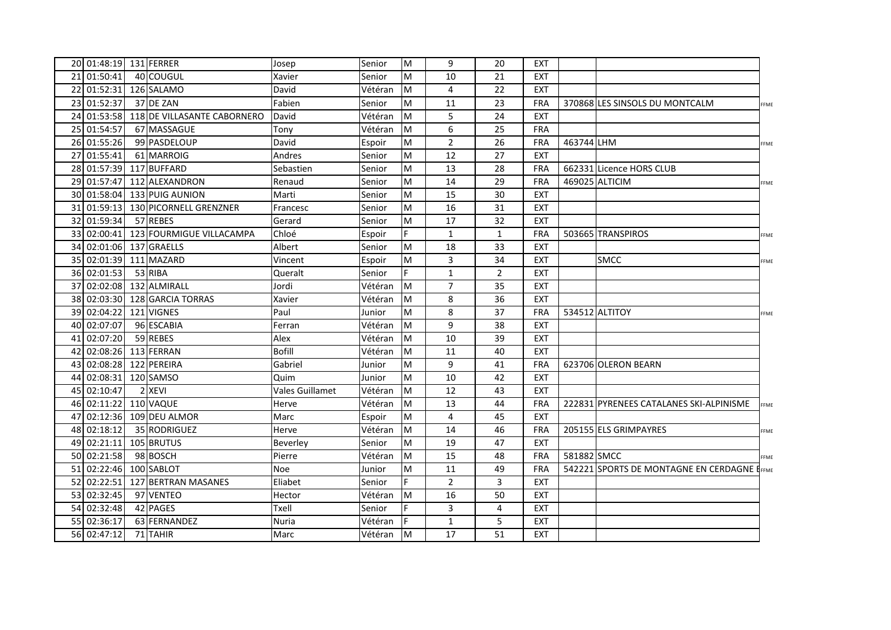| | | | | | | | | | | | |
|---|---|---|---|---|---|---|---|---|---|---|---|
| 20 | 01:48:19 | 131 | FERRER | Josep | Senior | M | 9 | 20 | EXT | | | |
| 21 | 01:50:41 | 40 | COUGUL | Xavier | Senior | M | 10 | 21 | EXT | | | |
| 22 | 01:52:31 | 126 | SALAMO | David | Vétéran | M | 4 | 22 | EXT | | | |
| 23 | 01:52:37 | 37 | DE ZAN | Fabien | Senior | M | 11 | 23 | FRA | 370868 | LES SINSOLS DU MONTCALM | FFME |
| 24 | 01:53:58 | 118 | DE VILLASANTE CABORNERO | David | Vétéran | M | 5 | 24 | EXT | | | |
| 25 | 01:54:57 | 67 | MASSAGUE | Tony | Vétéran | M | 6 | 25 | FRA | | | |
| 26 | 01:55:26 | 99 | PASDELOUP | David | Espoir | M | 2 | 26 | FRA | 463744 | LHM | FFME |
| 27 | 01:55:41 | 61 | MARROIG | Andres | Senior | M | 12 | 27 | EXT | | | |
| 28 | 01:57:39 | 117 | BUFFARD | Sebastien | Senior | M | 13 | 28 | FRA | 662331 | Licence HORS CLUB | |
| 29 | 01:57:47 | 112 | ALEXANDRON | Renaud | Senior | M | 14 | 29 | FRA | 469025 | ALTICIM | FFME |
| 30 | 01:58:04 | 133 | PUIG AUNION | Marti | Senior | M | 15 | 30 | EXT | | | |
| 31 | 01:59:13 | 130 | PICORNELL GRENZNER | Francesc | Senior | M | 16 | 31 | EXT | | | |
| 32 | 01:59:34 | 57 | REBES | Gerard | Senior | M | 17 | 32 | EXT | | | |
| 33 | 02:00:41 | 123 | FOURMIGUE VILLACAMPA | Chloé | Espoir | F | 1 | 1 | FRA | 503665 | TRANSPIROS | FFME |
| 34 | 02:01:06 | 137 | GRAELLS | Albert | Senior | M | 18 | 33 | EXT | | | |
| 35 | 02:01:39 | 111 | MAZARD | Vincent | Espoir | M | 3 | 34 | EXT | | SMCC | FFME |
| 36 | 02:01:53 | 53 | RIBA | Queralt | Senior | F | 1 | 2 | EXT | | | |
| 37 | 02:02:08 | 132 | ALMIRALL | Jordi | Vétéran | M | 7 | 35 | EXT | | | |
| 38 | 02:03:30 | 128 | GARCIA TORRAS | Xavier | Vétéran | M | 8 | 36 | EXT | | | |
| 39 | 02:04:22 | 121 | VIGNES | Paul | Junior | M | 8 | 37 | FRA | 534512 | ALTITOY | FFME |
| 40 | 02:07:07 | 96 | ESCABIA | Ferran | Vétéran | M | 9 | 38 | EXT | | | |
| 41 | 02:07:20 | 59 | REBES | Alex | Vétéran | M | 10 | 39 | EXT | | | |
| 42 | 02:08:26 | 113 | FERRAN | Bofill | Vétéran | M | 11 | 40 | EXT | | | |
| 43 | 02:08:28 | 122 | PEREIRA | Gabriel | Junior | M | 9 | 41 | FRA | 623706 | OLERON BEARN | |
| 44 | 02:08:31 | 120 | SAMSO | Quim | Junior | M | 10 | 42 | EXT | | | |
| 45 | 02:10:47 | 2 | XEVI | Vales Guillamet | Vétéran | M | 12 | 43 | EXT | | | |
| 46 | 02:11:22 | 110 | VAQUE | Herve | Vétéran | M | 13 | 44 | FRA | 222831 | PYRENEES CATALANES SKI-ALPINISME | FFME |
| 47 | 02:12:36 | 109 | DEU ALMOR | Marc | Espoir | M | 4 | 45 | EXT | | | |
| 48 | 02:18:12 | 35 | RODRIGUEZ | Herve | Vétéran | M | 14 | 46 | FRA | 205155 | ELS GRIMPAYRES | FFME |
| 49 | 02:21:11 | 105 | BRUTUS | Beverley | Senior | M | 19 | 47 | EXT | | | |
| 50 | 02:21:58 | 98 | BOSCH | Pierre | Vétéran | M | 15 | 48 | FRA | 581882 | SMCC | FFME |
| 51 | 02:22:46 | 100 | SABLOT | Noe | Junior | M | 11 | 49 | FRA | 542221 | SPORTS DE MONTAGNE EN CERDAGNE E | FFME |
| 52 | 02:22:51 | 127 | BERTRAN MASANES | Eliabet | Senior | F | 2 | 3 | EXT | | | |
| 53 | 02:32:45 | 97 | VENTEO | Hector | Vétéran | M | 16 | 50 | EXT | | | |
| 54 | 02:32:48 | 42 | PAGES | Txell | Senior | F | 3 | 4 | EXT | | | |
| 55 | 02:36:17 | 63 | FERNANDEZ | Nuria | Vétéran | F | 1 | 5 | EXT | | | |
| 56 | 02:47:12 | 71 | TAHIR | Marc | Vétéran | M | 17 | 51 | EXT | | | |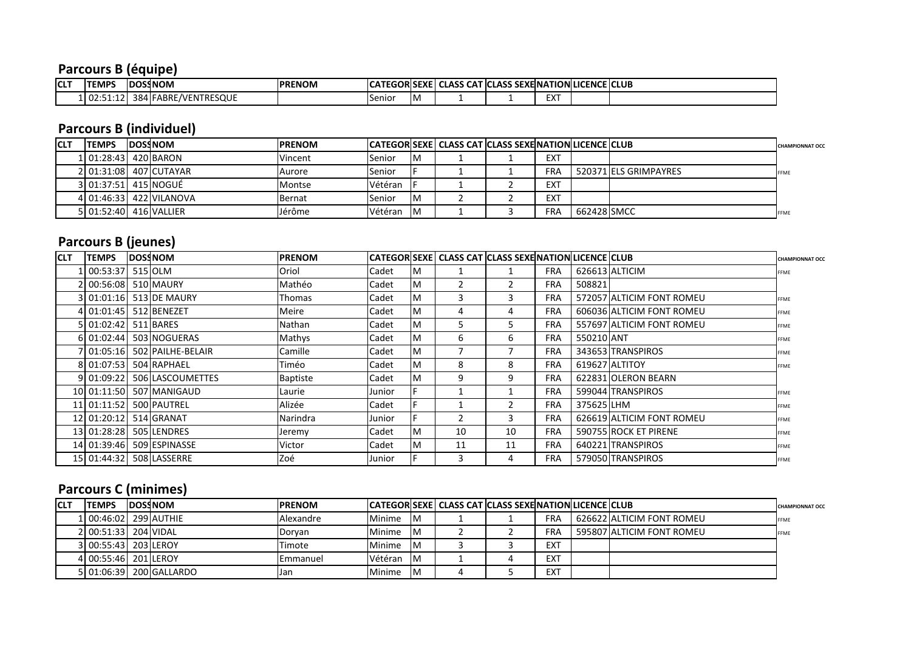## Parcours B (équipe)

| CLT | TEMPS | DOSS | NOM | PRENOM | CATEGOR | SEXE | CLASS CAT | CLASS SEXE | NATION | LICENCE | CLUB |
|---|---|---|---|---|---|---|---|---|---|---|---|
| 1 | 02:51:12 | 384 | FABRE/VENTRESQUE | | Senior | M | 1 | 1 | EXT | | |

## Parcours B (individuel)

| CLT | TEMPS | DOSS | NOM | PRENOM | CATEGOR | SEXE | CLASS CAT | CLASS SEXE | NATION | LICENCE | CLUB | CHAMPIONNAT OCC |
|---|---|---|---|---|---|---|---|---|---|---|---|---|
| 1 | 01:28:43 | 420 | BARON | Vincent | Senior | M | 1 | 1 | EXT | | | |
| 2 | 01:31:08 | 407 | CUTAYAR | Aurore | Senior | F | 1 | 1 | FRA | 520371 | ELS GRIMPAYRES | FFME |
| 3 | 01:37:51 | 415 | NOGUÉ | Montse | Vétéran | F | 1 | 2 | EXT | | | |
| 4 | 01:46:33 | 422 | VILANOVA | Bernat | Senior | M | 2 | 2 | EXT | | | |
| 5 | 01:52:40 | 416 | VALLIER | Jérôme | Vétéran | M | 1 | 3 | FRA | 662428 | SMCC | FFME |

## Parcours B (jeunes)

| CLT | TEMPS | DOSS | NOM | PRENOM | CATEGOR | SEXE | CLASS CAT | CLASS SEXE | NATION | LICENCE | CLUB | CHAMPIONNAT OCC |
|---|---|---|---|---|---|---|---|---|---|---|---|---|
| 1 | 00:53:37 | 515 | OLM | Oriol | Cadet | M | 1 | 1 | FRA | 626613 | ALTICIM | FFME |
| 2 | 00:56:08 | 510 | MAURY | Mathéo | Cadet | M | 2 | 2 | FRA | 508821 | | |
| 3 | 01:01:16 | 513 | DE MAURY | Thomas | Cadet | M | 3 | 3 | FRA | 572057 | ALTICIM FONT ROMEU | FFME |
| 4 | 01:01:45 | 512 | BENEZET | Meire | Cadet | M | 4 | 4 | FRA | 606036 | ALTICIM FONT ROMEU | FFME |
| 5 | 01:02:42 | 511 | BARES | Nathan | Cadet | M | 5 | 5 | FRA | 557697 | ALTICIM FONT ROMEU | FFME |
| 6 | 01:02:44 | 503 | NOGUERAS | Mathys | Cadet | M | 6 | 6 | FRA | 550210 | ANT | FFME |
| 7 | 01:05:16 | 502 | PAILHE-BELAIR | Camille | Cadet | M | 7 | 7 | FRA | 343653 | TRANSPIROS | FFME |
| 8 | 01:07:53 | 504 | RAPHAEL | Timéo | Cadet | M | 8 | 8 | FRA | 619627 | ALTITOY | FFME |
| 9 | 01:09:22 | 506 | LASCOUMETTES | Baptiste | Cadet | M | 9 | 9 | FRA | 622831 | OLERON BEARN | |
| 10 | 01:11:50 | 507 | MANIGAUD | Laurie | Junior | F | 1 | 1 | FRA | 599044 | TRANSPIROS | FFME |
| 11 | 01:11:52 | 500 | PAUTREL | Alizée | Cadet | F | 1 | 2 | FRA | 375625 | LHM | FFME |
| 12 | 01:20:12 | 514 | GRANAT | Narindra | Junior | F | 2 | 3 | FRA | 626619 | ALTICIM FONT ROMEU | FFME |
| 13 | 01:28:28 | 505 | LENDRES | Jeremy | Cadet | M | 10 | 10 | FRA | 590755 | ROCK ET PIRENE | FFME |
| 14 | 01:39:46 | 509 | ESPINASSE | Victor | Cadet | M | 11 | 11 | FRA | 640221 | TRANSPIROS | FFME |
| 15 | 01:44:32 | 508 | LASSERRE | Zoé | Junior | F | 3 | 4 | FRA | 579050 | TRANSPIROS | FFME |

## Parcours C (minimes)

| CLT | TEMPS | DOSS | NOM | PRENOM | CATEGOR | SEXE | CLASS CAT | CLASS SEXE | NATION | LICENCE | CLUB | CHAMPIONNAT OCC |
|---|---|---|---|---|---|---|---|---|---|---|---|---|
| 1 | 00:46:02 | 299 | AUTHIE | Alexandre | Minime | M | 1 | 1 | FRA | 626622 | ALTICIM FONT ROMEU | FFME |
| 2 | 00:51:33 | 204 | VIDAL | Doryan | Minime | M | 2 | 2 | FRA | 595807 | ALTICIM FONT ROMEU | FFME |
| 3 | 00:55:43 | 203 | LEROY | Timote | Minime | M | 3 | 3 | EXT | | | |
| 4 | 00:55:46 | 201 | LEROY | Emmanuel | Vétéran | M | 1 | 4 | EXT | | | |
| 5 | 01:06:39 | 200 | GALLARDO | Jan | Minime | M | 4 | 5 | EXT | | | |